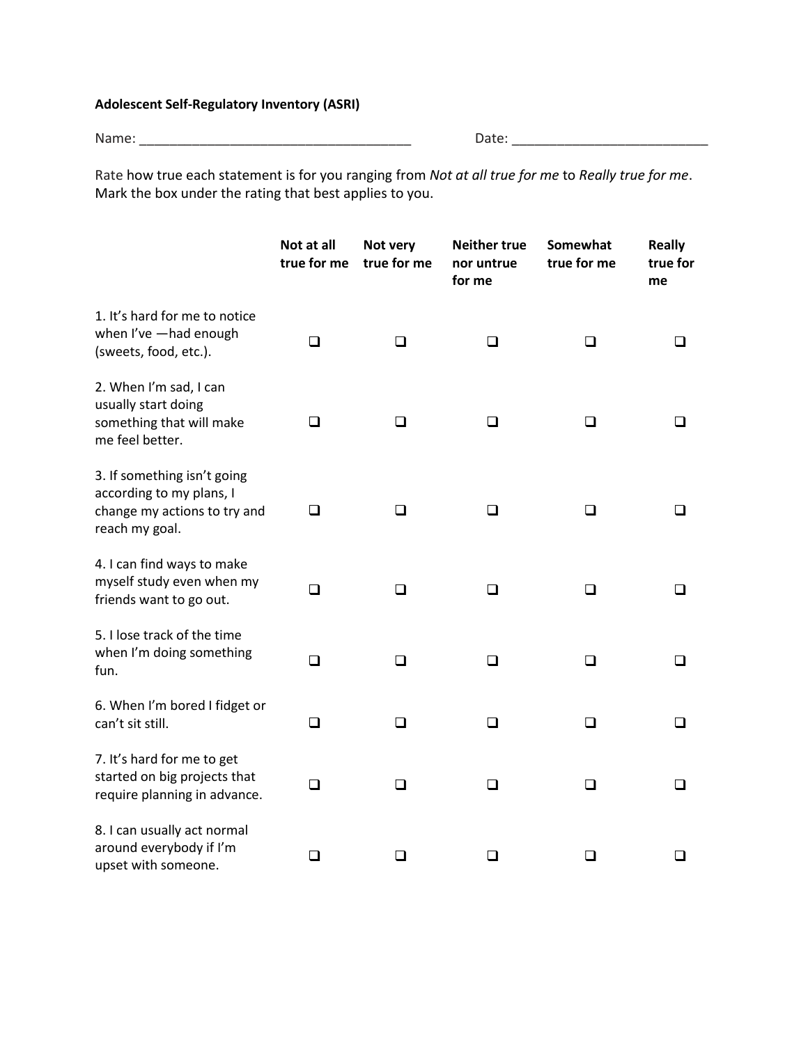**Adolescent Self-Regulatory Inventory (ASRI)**

Name: ____________________________________ Date: __________________________

Rate how true each statement is for you ranging from *Not at all true for me* to *Really true for me*. Mark the box under the rating that best applies to you.

| | Not at all true for me | Not very true for me | Neither true nor untrue for me | Somewhat true for me | Really true for me |
|---|---|---|---|---|---|
| 1. It's hard for me to notice when I've —had enough (sweets, food, etc.). | ❑ | ❑ | ❑ | ❑ | ❑ |
| 2. When I'm sad, I can usually start doing something that will make me feel better. | ❑ | ❑ | ❑ | ❑ | ❑ |
| 3. If something isn't going according to my plans, I change my actions to try and reach my goal. | ❑ | ❑ | ❑ | ❑ | ❑ |
| 4. I can find ways to make myself study even when my friends want to go out. | ❑ | ❑ | ❑ | ❑ | ❑ |
| 5. I lose track of the time when I'm doing something fun. | ❑ | ❑ | ❑ | ❑ | ❑ |
| 6. When I'm bored I fidget or can't sit still. | ❑ | ❑ | ❑ | ❑ | ❑ |
| 7. It's hard for me to get started on big projects that require planning in advance. | ❑ | ❑ | ❑ | ❑ | ❑ |
| 8. I can usually act normal around everybody if I'm upset with someone. | ❑ | ❑ | ❑ | ❑ | ❑ |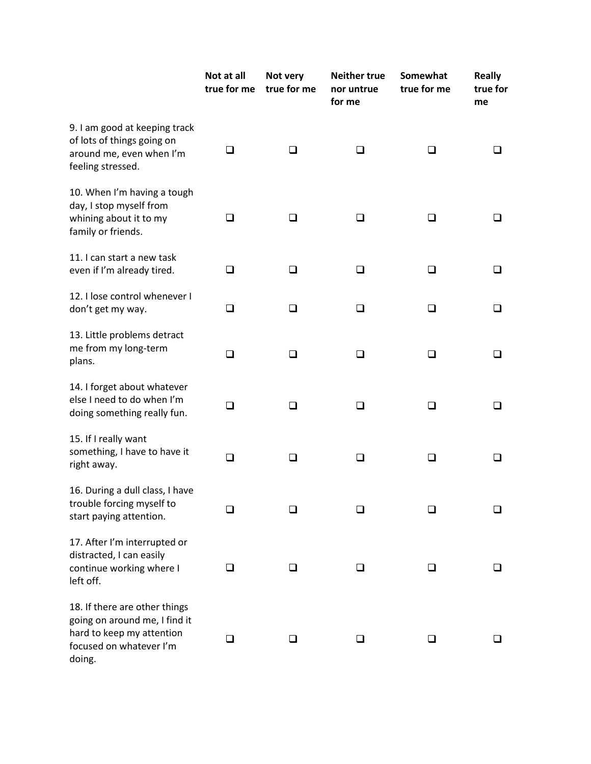| | Not at all true for me | Not very true for me | Neither true nor untrue for me | Somewhat true for me | Really true for me |
|---|---|---|---|---|---|
| 9. I am good at keeping track of lots of things going on around me, even when I'm feeling stressed. | ❑ | ❑ | ❑ | ❑ | ❑ |
| 10. When I'm having a tough day, I stop myself from whining about it to my family or friends. | ❑ | ❑ | ❑ | ❑ | ❑ |
| 11. I can start a new task even if I'm already tired. | ❑ | ❑ | ❑ | ❑ | ❑ |
| 12. I lose control whenever I don't get my way. | ❑ | ❑ | ❑ | ❑ | ❑ |
| 13. Little problems detract me from my long-term plans. | ❑ | ❑ | ❑ | ❑ | ❑ |
| 14. I forget about whatever else I need to do when I'm doing something really fun. | ❑ | ❑ | ❑ | ❑ | ❑ |
| 15. If I really want something, I have to have it right away. | ❑ | ❑ | ❑ | ❑ | ❑ |
| 16. During a dull class, I have trouble forcing myself to start paying attention. | ❑ | ❑ | ❑ | ❑ | ❑ |
| 17. After I'm interrupted or distracted, I can easily continue working where I left off. | ❑ | ❑ | ❑ | ❑ | ❑ |
| 18. If there are other things going on around me, I find it hard to keep my attention focused on whatever I'm doing. | ❑ | ❑ | ❑ | ❑ | ❑ |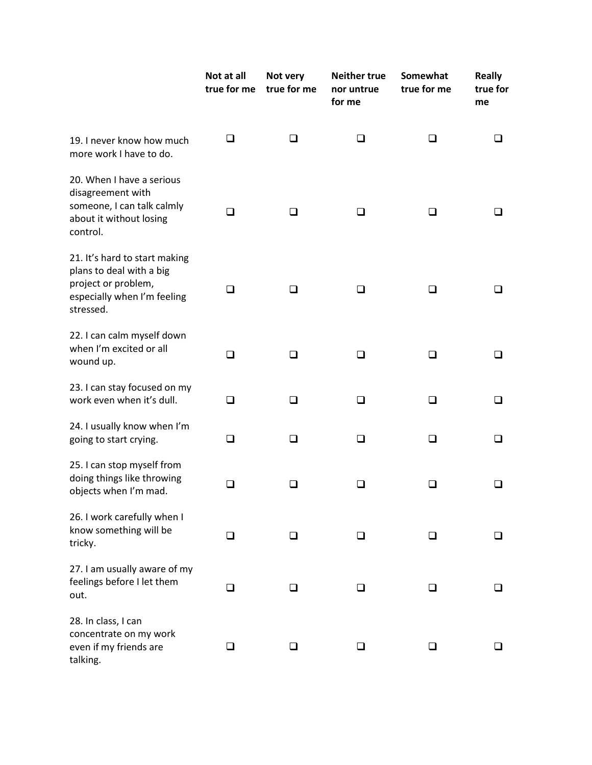| | Not at all true for me | Not very true for me | Neither true nor untrue for me | Somewhat true for me | Really true for me |
|---|---|---|---|---|---|
| 19. I never know how much more work I have to do. | ❑ | ❑ | ❑ | ❑ | ❑ |
| 20. When I have a serious disagreement with someone, I can talk calmly about it without losing control. | ❑ | ❑ | ❑ | ❑ | ❑ |
| 21. It's hard to start making plans to deal with a big project or problem, especially when I'm feeling stressed. | ❑ | ❑ | ❑ | ❑ | ❑ |
| 22. I can calm myself down when I'm excited or all wound up. | ❑ | ❑ | ❑ | ❑ | ❑ |
| 23. I can stay focused on my work even when it's dull. | ❑ | ❑ | ❑ | ❑ | ❑ |
| 24. I usually know when I'm going to start crying. | ❑ | ❑ | ❑ | ❑ | ❑ |
| 25. I can stop myself from doing things like throwing objects when I'm mad. | ❑ | ❑ | ❑ | ❑ | ❑ |
| 26. I work carefully when I know something will be tricky. | ❑ | ❑ | ❑ | ❑ | ❑ |
| 27. I am usually aware of my feelings before I let them out. | ❑ | ❑ | ❑ | ❑ | ❑ |
| 28. In class, I can concentrate on my work even if my friends are talking. | ❑ | ❑ | ❑ | ❑ | ❑ |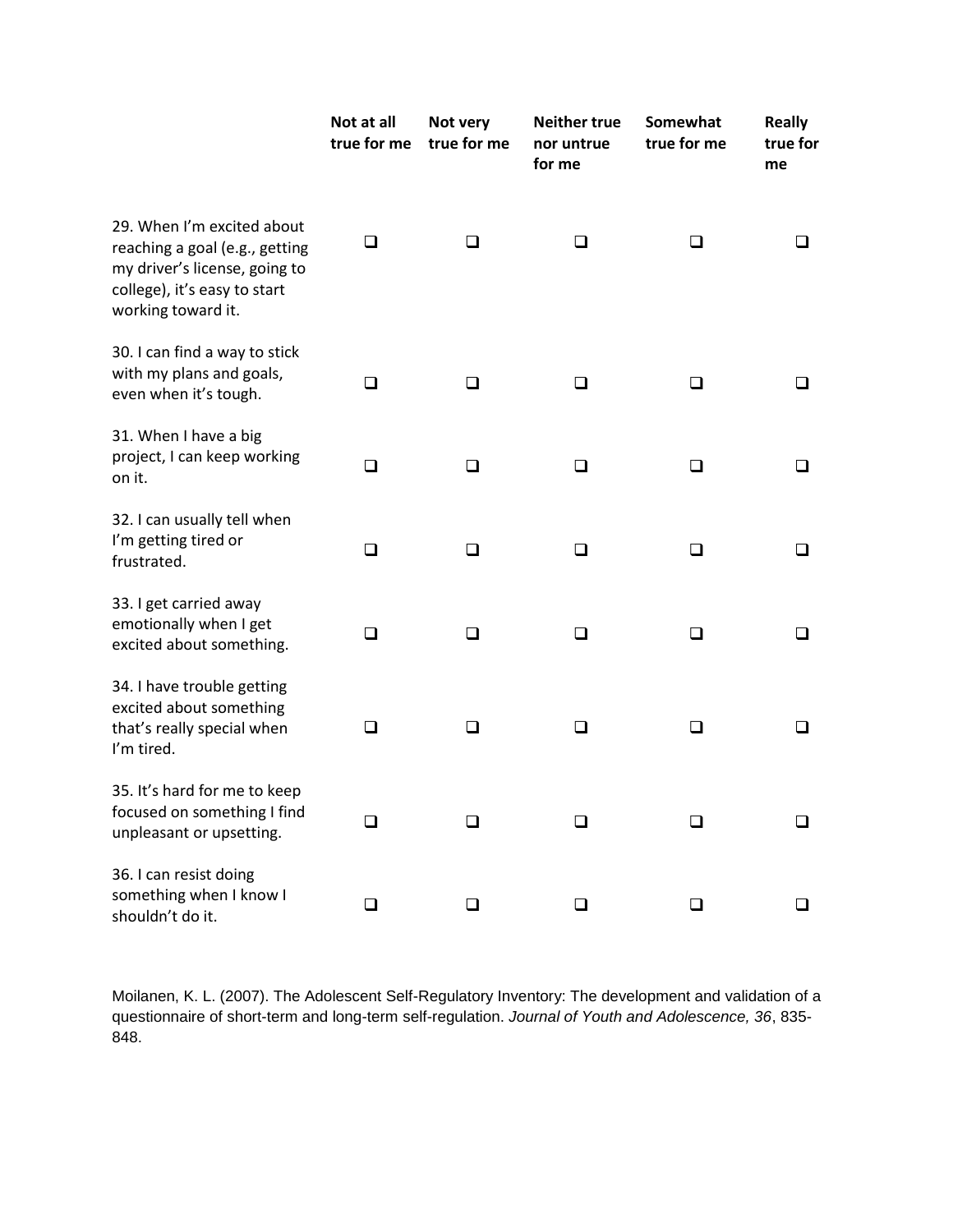| | Not at all true for me | Not very true for me | Neither true nor untrue for me | Somewhat true for me | Really true for me |
|---|---|---|---|---|---|
| 29. When I'm excited about reaching a goal (e.g., getting my driver's license, going to college), it's easy to start working toward it. | ❑ | ❑ | ❑ | ❑ | ❑ |
| 30. I can find a way to stick with my plans and goals, even when it's tough. | ❑ | ❑ | ❑ | ❑ | ❑ |
| 31. When I have a big project, I can keep working on it. | ❑ | ❑ | ❑ | ❑ | ❑ |
| 32. I can usually tell when I'm getting tired or frustrated. | ❑ | ❑ | ❑ | ❑ | ❑ |
| 33. I get carried away emotionally when I get excited about something. | ❑ | ❑ | ❑ | ❑ | ❑ |
| 34. I have trouble getting excited about something that's really special when I'm tired. | ❑ | ❑ | ❑ | ❑ | ❑ |
| 35. It's hard for me to keep focused on something I find unpleasant or upsetting. | ❑ | ❑ | ❑ | ❑ | ❑ |
| 36. I can resist doing something when I know I shouldn't do it. | ❑ | ❑ | ❑ | ❑ | ❑ |

Moilanen, K. L. (2007). The Adolescent Self-Regulatory Inventory: The development and validation of a questionnaire of short-term and long-term self-regulation. *Journal of Youth and Adolescence, 36*, 835-848.